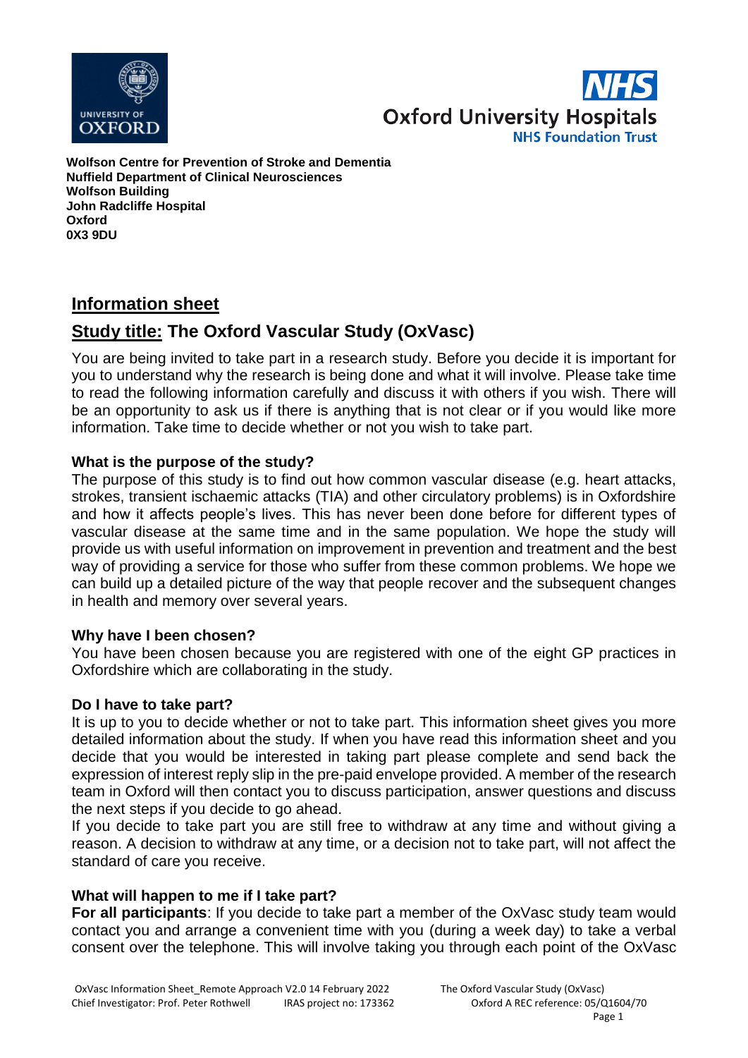**Wolfson Centre for Prevention of Stroke and Dementia**
**Nuffield Department of Clinical Neurosciences**
**Wolfson Building**
**John Radcliffe Hospital**
**Oxford**
**0X3 9DU**

## Information sheet

## Study title: The Oxford Vascular Study (OxVasc)

You are being invited to take part in a research study. Before you decide it is important for you to understand why the research is being done and what it will involve. Please take time to read the following information carefully and discuss it with others if you wish. There will be an opportunity to ask us if there is anything that is not clear or if you would like more information. Take time to decide whether or not you wish to take part.

### What is the purpose of the study?

The purpose of this study is to find out how common vascular disease (e.g. heart attacks, strokes, transient ischaemic attacks (TIA) and other circulatory problems) is in Oxfordshire and how it affects people's lives. This has never been done before for different types of vascular disease at the same time and in the same population. We hope the study will provide us with useful information on improvement in prevention and treatment and the best way of providing a service for those who suffer from these common problems. We hope we can build up a detailed picture of the way that people recover and the subsequent changes in health and memory over several years.

### Why have I been chosen?

You have been chosen because you are registered with one of the eight GP practices in Oxfordshire which are collaborating in the study.

### Do I have to take part?

It is up to you to decide whether or not to take part. This information sheet gives you more detailed information about the study. If when you have read this information sheet and you decide that you would be interested in taking part please complete and send back the expression of interest reply slip in the pre-paid envelope provided. A member of the research team in Oxford will then contact you to discuss participation, answer questions and discuss the next steps if you decide to go ahead.

If you decide to take part you are still free to withdraw at any time and without giving a reason. A decision to withdraw at any time, or a decision not to take part, will not affect the standard of care you receive.

### What will happen to me if I take part?

**For all participants**: If you decide to take part a member of the OxVasc study team would contact you and arrange a convenient time with you (during a week day) to take a verbal consent over the telephone. This will involve taking you through each point of the OxVasc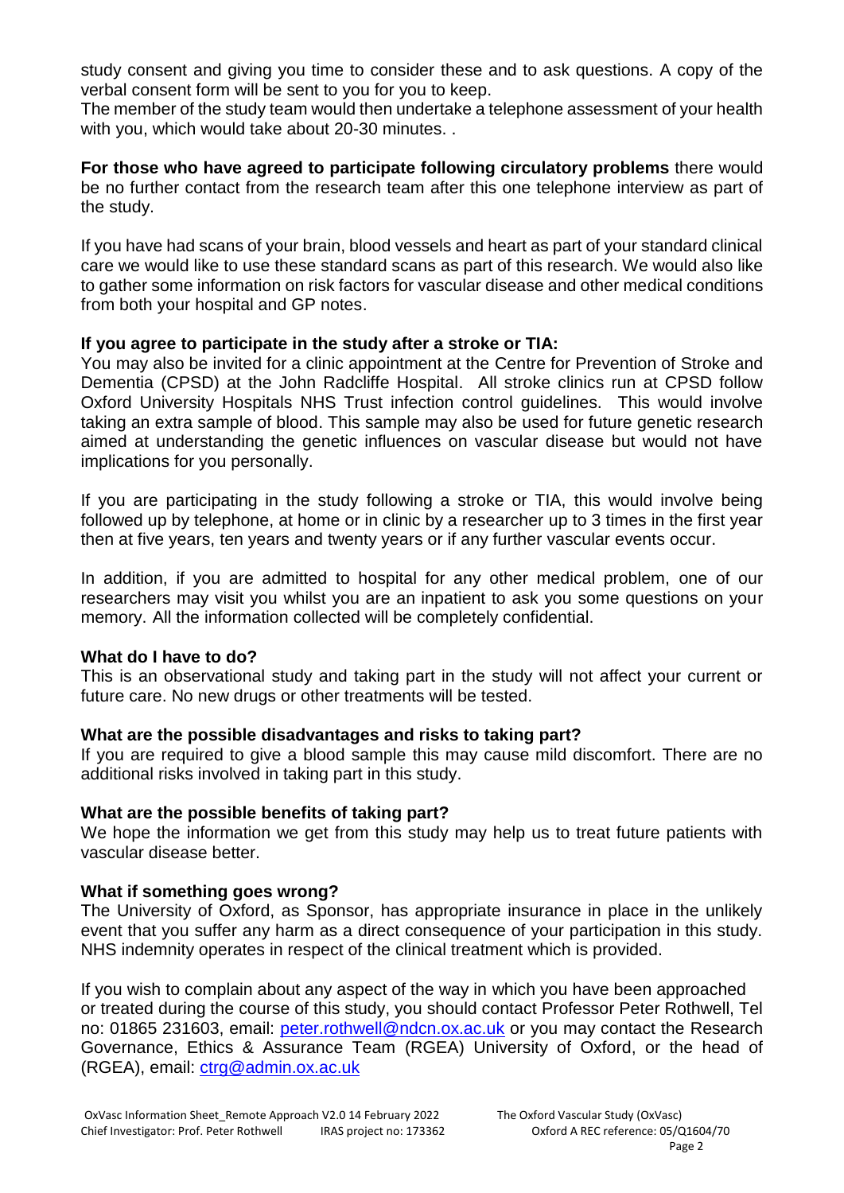study consent and giving you time to consider these and to ask questions. A copy of the verbal consent form will be sent to you for you to keep.
The member of the study team would then undertake a telephone assessment of your health with you, which would take about 20-30 minutes. .

**For those who have agreed to participate following circulatory problems** there would be no further contact from the research team after this one telephone interview as part of the study.

If you have had scans of your brain, blood vessels and heart as part of your standard clinical care we would like to use these standard scans as part of this research. We would also like to gather some information on risk factors for vascular disease and other medical conditions from both your hospital and GP notes.

**If you agree to participate in the study after a stroke or TIA:**
You may also be invited for a clinic appointment at the Centre for Prevention of Stroke and Dementia (CPSD) at the John Radcliffe Hospital. All stroke clinics run at CPSD follow Oxford University Hospitals NHS Trust infection control guidelines. This would involve taking an extra sample of blood. This sample may also be used for future genetic research aimed at understanding the genetic influences on vascular disease but would not have implications for you personally.

If you are participating in the study following a stroke or TIA, this would involve being followed up by telephone, at home or in clinic by a researcher up to 3 times in the first year then at five years, ten years and twenty years or if any further vascular events occur.

In addition, if you are admitted to hospital for any other medical problem, one of our researchers may visit you whilst you are an inpatient to ask you some questions on your memory. All the information collected will be completely confidential.

**What do I have to do?**
This is an observational study and taking part in the study will not affect your current or future care. No new drugs or other treatments will be tested.

**What are the possible disadvantages and risks to taking part?**
If you are required to give a blood sample this may cause mild discomfort. There are no additional risks involved in taking part in this study.

**What are the possible benefits of taking part?**
We hope the information we get from this study may help us to treat future patients with vascular disease better.

**What if something goes wrong?**
The University of Oxford, as Sponsor, has appropriate insurance in place in the unlikely event that you suffer any harm as a direct consequence of your participation in this study. NHS indemnity operates in respect of the clinical treatment which is provided.

If you wish to complain about any aspect of the way in which you have been approached or treated during the course of this study, you should contact Professor Peter Rothwell, Tel no: 01865 231603, email: peter.rothwell@ndcn.ox.ac.uk or you may contact the Research Governance, Ethics & Assurance Team (RGEA) University of Oxford, or the head of (RGEA), email: ctrg@admin.ox.ac.uk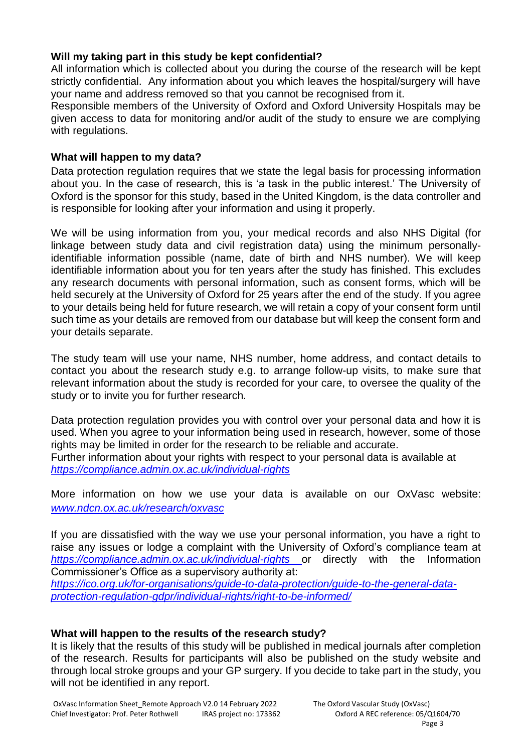### Will my taking part in this study be kept confidential?

All information which is collected about you during the course of the research will be kept strictly confidential. Any information about you which leaves the hospital/surgery will have your name and address removed so that you cannot be recognised from it.
Responsible members of the University of Oxford and Oxford University Hospitals may be given access to data for monitoring and/or audit of the study to ensure we are complying with regulations.

### What will happen to my data?

Data protection regulation requires that we state the legal basis for processing information about you. In the case of research, this is 'a task in the public interest.' The University of Oxford is the sponsor for this study, based in the United Kingdom, is the data controller and is responsible for looking after your information and using it properly.

We will be using information from you, your medical records and also NHS Digital (for linkage between study data and civil registration data) using the minimum personally-identifiable information possible (name, date of birth and NHS number). We will keep identifiable information about you for ten years after the study has finished. This excludes any research documents with personal information, such as consent forms, which will be held securely at the University of Oxford for 25 years after the end of the study. If you agree to your details being held for future research, we will retain a copy of your consent form until such time as your details are removed from our database but will keep the consent form and your details separate.

The study team will use your name, NHS number, home address, and contact details to contact you about the research study e.g. to arrange follow-up visits, to make sure that relevant information about the study is recorded for your care, to oversee the quality of the study or to invite you for further research.

Data protection regulation provides you with control over your personal data and how it is used. When you agree to your information being used in research, however, some of those rights may be limited in order for the research to be reliable and accurate.
Further information about your rights with respect to your personal data is available at *https://compliance.admin.ox.ac.uk/individual-rights*

More information on how we use your data is available on our OxVasc website: *www.ndcn.ox.ac.uk/research/oxvasc*

If you are dissatisfied with the way we use your personal information, you have a right to raise any issues or lodge a complaint with the University of Oxford's compliance team at *https://compliance.admin.ox.ac.uk/individual-rights* or directly with the Information Commissioner's Office as a supervisory authority at:
*https://ico.org.uk/for-organisations/guide-to-data-protection/guide-to-the-general-data-protection-regulation-gdpr/individual-rights/right-to-be-informed/*

### What will happen to the results of the research study?

It is likely that the results of this study will be published in medical journals after completion of the research. Results for participants will also be published on the study website and through local stroke groups and your GP surgery. If you decide to take part in the study, you will not be identified in any report.

OxVasc Information Sheet_Remote Approach V2.0 14 February 2022
Chief Investigator: Prof. Peter Rothwell IRAS project no: 173362
The Oxford Vascular Study (OxVasc)
Oxford A REC reference: 05/Q1604/70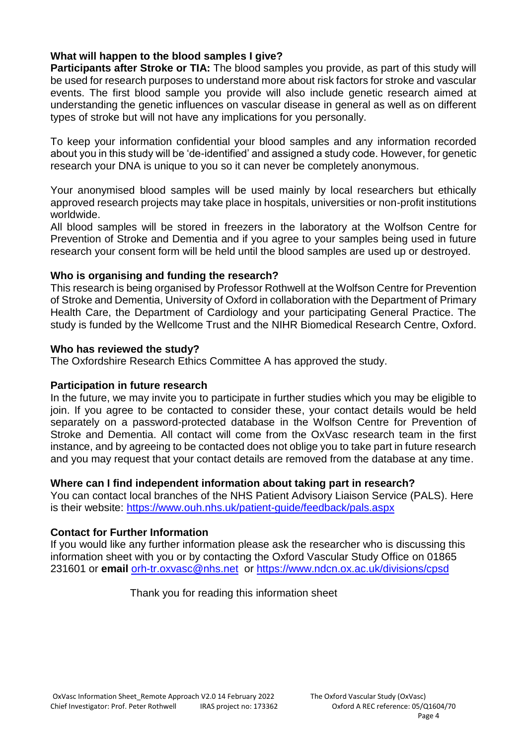**What will happen to the blood samples I give?**

**Participants after Stroke or TIA:** The blood samples you provide, as part of this study will be used for research purposes to understand more about risk factors for stroke and vascular events. The first blood sample you provide will also include genetic research aimed at understanding the genetic influences on vascular disease in general as well as on different types of stroke but will not have any implications for you personally.

To keep your information confidential your blood samples and any information recorded about you in this study will be 'de-identified' and assigned a study code. However, for genetic research your DNA is unique to you so it can never be completely anonymous.

Your anonymised blood samples will be used mainly by local researchers but ethically approved research projects may take place in hospitals, universities or non-profit institutions worldwide.

All blood samples will be stored in freezers in the laboratory at the Wolfson Centre for Prevention of Stroke and Dementia and if you agree to your samples being used in future research your consent form will be held until the blood samples are used up or destroyed.

**Who is organising and funding the research?**

This research is being organised by Professor Rothwell at the Wolfson Centre for Prevention of Stroke and Dementia, University of Oxford in collaboration with the Department of Primary Health Care, the Department of Cardiology and your participating General Practice. The study is funded by the Wellcome Trust and the NIHR Biomedical Research Centre, Oxford.

**Who has reviewed the study?**

The Oxfordshire Research Ethics Committee A has approved the study.

**Participation in future research**

In the future, we may invite you to participate in further studies which you may be eligible to join. If you agree to be contacted to consider these, your contact details would be held separately on a password-protected database in the Wolfson Centre for Prevention of Stroke and Dementia. All contact will come from the OxVasc research team in the first instance, and by agreeing to be contacted does not oblige you to take part in future research and you may request that your contact details are removed from the database at any time.

**Where can I find independent information about taking part in research?**

You can contact local branches of the NHS Patient Advisory Liaison Service (PALS). Here is their website: https://www.ouh.nhs.uk/patient-guide/feedback/pals.aspx

**Contact for Further Information**

If you would like any further information please ask the researcher who is discussing this information sheet with you or by contacting the Oxford Vascular Study Office on 01865 231601 or **email** orh-tr.oxvasc@nhs.net or https://www.ndcn.ox.ac.uk/divisions/cpsd

Thank you for reading this information sheet

OxVasc Information Sheet_Remote Approach V2.0 14 February 2022 The Oxford Vascular Study (OxVasc)
Chief Investigator: Prof. Peter Rothwell IRAS project no: 173362 Oxford A REC reference: 05/Q1604/70